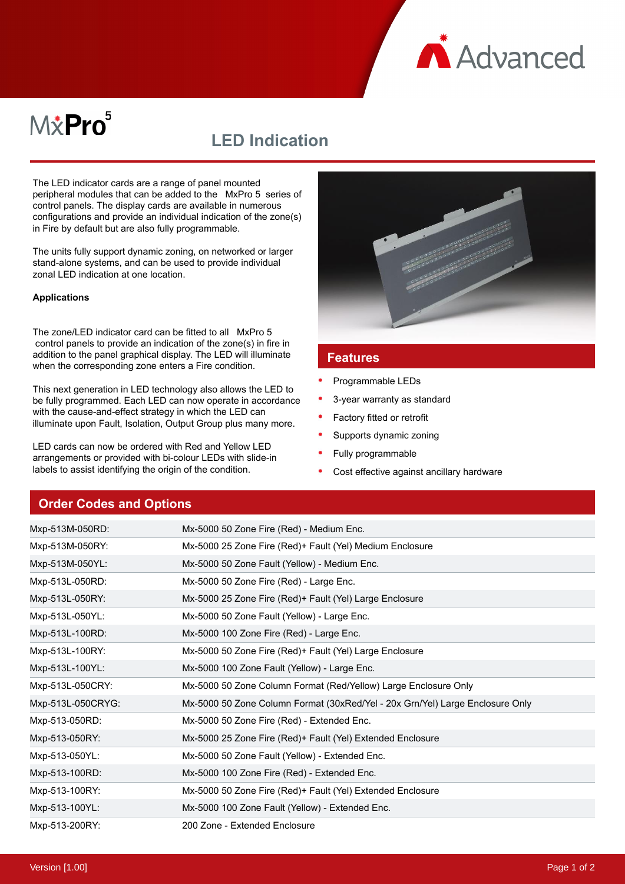# MxPro 5

## LED Indication

The LED indicator cards are a range of panel mounted peripheral modules that can be added to the MxPro 5 series of control panels. The display cards are available in numerous configurations and provide an individual indication of the zone(s) in Fire by default but are also fully programmable.

The units fully support dynamic zoning, on networked or larger stand-alone systems, and can be used to provide individual zonal LED indication at one location.

**Applications**

The zone/LED indicator card can be fitted to all MxPro 5 control panels to provide an indication of the zone(s) in fire in addition to the panel graphical display. The LED will illuminate when the corresponding zone enters a Fire condition.

This next generation in LED technology also allows the LED to be fully programmed. Each LED can now operate in accordance with the cause-and-effect strategy in which the LED can illuminate upon Fault, Isolation, Output Group plus many more.

LED cards can now be ordered with Red and Yellow LED arrangements or provided with bi-colour LEDs with slide-in labels to assist identifying the origin of the condition.

### Features

- Programmable LEDs
- 3-year warranty as standard
- Factory fitted or retrofit
- Supports dynamic zoning
- Fully programmable
- Cost effective against ancillary hardware

### Order Codes and Options

| Code | Description |
|---|---|
| Mxp-513M-050RD: | Mx-5000 50 Zone Fire (Red) - Medium Enc. |
| Mxp-513M-050RY: | Mx-5000 25 Zone Fire (Red)+ Fault (Yel) Medium Enclosure |
| Mxp-513M-050YL: | Mx-5000 50 Zone Fault (Yellow) - Medium Enc. |
| Mxp-513L-050RD: | Mx-5000 50 Zone Fire (Red) - Large Enc. |
| Mxp-513L-050RY: | Mx-5000 25 Zone Fire (Red)+ Fault (Yel) Large Enclosure |
| Mxp-513L-050YL: | Mx-5000 50 Zone Fault (Yellow) - Large Enc. |
| Mxp-513L-100RD: | Mx-5000 100 Zone Fire (Red) - Large Enc. |
| Mxp-513L-100RY: | Mx-5000 50 Zone Fire (Red)+ Fault (Yel) Large Enclosure |
| Mxp-513L-100YL: | Mx-5000 100 Zone Fault (Yellow) - Large Enc. |
| Mxp-513L-050CRY: | Mx-5000 50 Zone Column Format (Red/Yellow) Large Enclosure Only |
| Mxp-513L-050CRYG: | Mx-5000 50 Zone Column Format (30xRed/Yel - 20x Grn/Yel) Large Enclosure Only |
| Mxp-513-050RD: | Mx-5000 50 Zone Fire (Red) - Extended Enc. |
| Mxp-513-050RY: | Mx-5000 25 Zone Fire (Red)+ Fault (Yel) Extended Enclosure |
| Mxp-513-050YL: | Mx-5000 50 Zone Fault (Yellow) - Extended Enc. |
| Mxp-513-100RD: | Mx-5000 100 Zone Fire (Red) - Extended Enc. |
| Mxp-513-100RY: | Mx-5000 50 Zone Fire (Red)+ Fault (Yel) Extended Enclosure |
| Mxp-513-100YL: | Mx-5000 100 Zone Fault (Yellow) - Extended Enc. |
| Mxp-513-200RY: | 200 Zone - Extended Enclosure |

Version [1.00]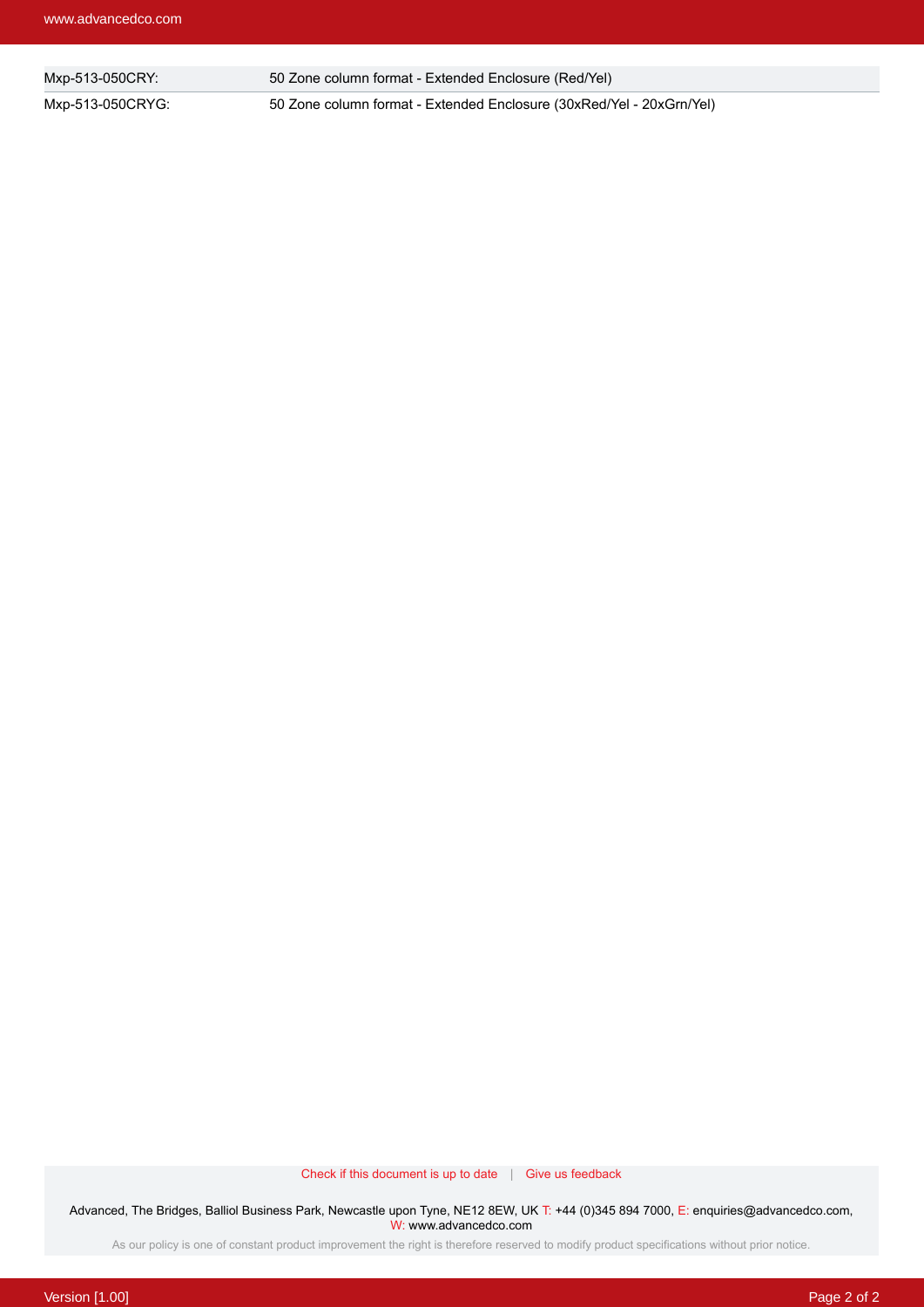| | |
|---|---|
| Mxp-513-050CRY: | 50 Zone column format - Extended Enclosure (Red/Yel) |
| Mxp-513-050CRYG: | 50 Zone column format - Extended Enclosure (30xRed/Yel - 20xGrn/Yel) |

Check if this document is up to date | Give us feedback

Advanced, The Bridges, Balliol Business Park, Newcastle upon Tyne, NE12 8EW, UK T: +44 (0)345 894 7000, E: enquiries@advancedco.com, W: www.advancedco.com

As our policy is one of constant product improvement the right is therefore reserved to modify product specifications without prior notice.

Version [1.00]